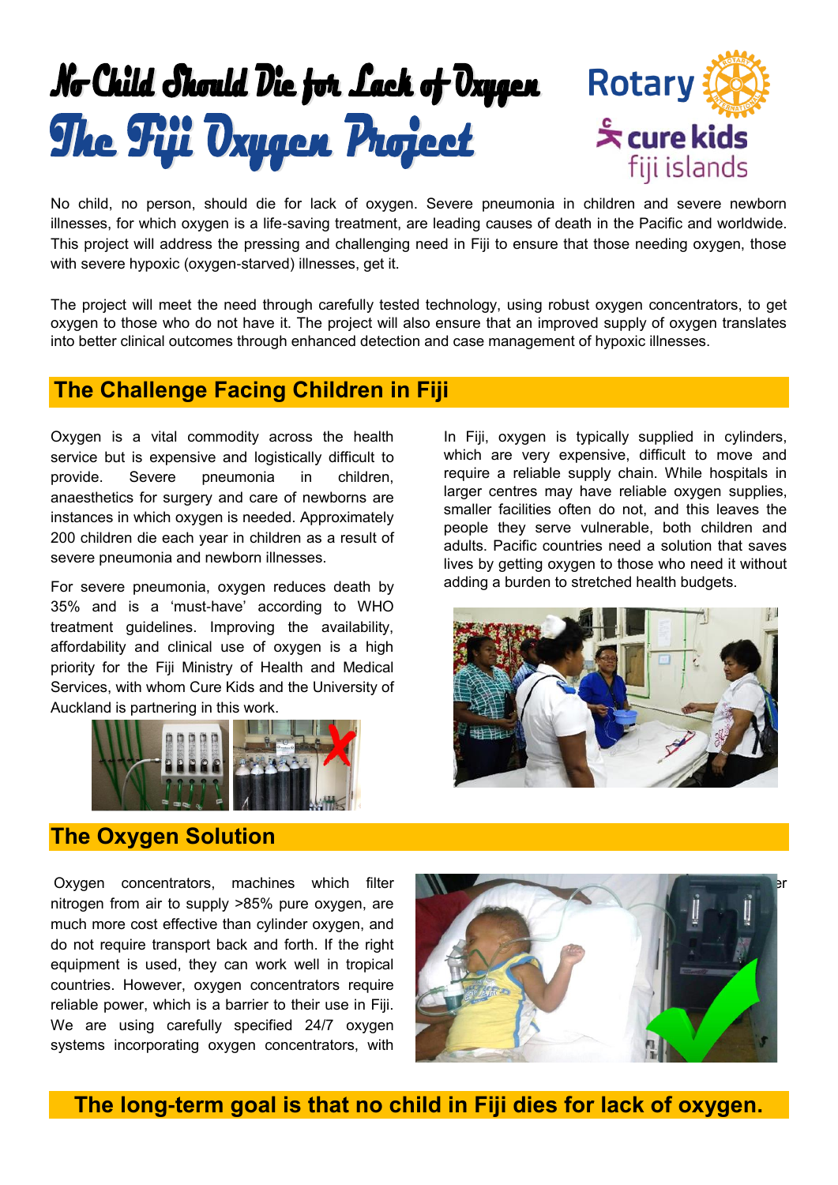# No Child Should Die for Lack of Oxygen

# The Fiji Oxygen Project

Rotary

cure kids fiji islands

No child, no person, should die for lack of oxygen. Severe pneumonia in children and severe newborn illnesses, for which oxygen is a life-saving treatment, are leading causes of death in the Pacific and worldwide. This project will address the pressing and challenging need in Fiji to ensure that those needing oxygen, those with severe hypoxic (oxygen-starved) illnesses, get it.

The project will meet the need through carefully tested technology, using robust oxygen concentrators, to get oxygen to those who do not have it. The project will also ensure that an improved supply of oxygen translates into better clinical outcomes through enhanced detection and case management of hypoxic illnesses.

## The Challenge Facing Children in Fiji

Oxygen is a vital commodity across the health service but is expensive and logistically difficult to provide. Severe pneumonia in children, anaesthetics for surgery and care of newborns are instances in which oxygen is needed. Approximately 200 children die each year in children as a result of severe pneumonia and newborn illnesses.

For severe pneumonia, oxygen reduces death by 35% and is a 'must-have' according to WHO treatment guidelines. Improving the availability, affordability and clinical use of oxygen is a high priority for the Fiji Ministry of Health and Medical Services, with whom Cure Kids and the University of Auckland is partnering in this work.

In Fiji, oxygen is typically supplied in cylinders, which are very expensive, difficult to move and require a reliable supply chain. While hospitals in larger centres may have reliable oxygen supplies, smaller facilities often do not, and this leaves the people they serve vulnerable, both children and adults. Pacific countries need a solution that saves lives by getting oxygen to those who need it without adding a burden to stretched health budgets.

## The Oxygen Solution

Oxygen concentrators, machines which filter nitrogen from air to supply >85% pure oxygen, are much more cost effective than cylinder oxygen, and do not require transport back and forth. If the right equipment is used, they can work well in tropical countries. However, oxygen concentrators require reliable power, which is a barrier to their use in Fiji. We are using carefully specified 24/7 oxygen systems incorporating oxygen concentrators, with

**The long-term goal is that no child in Fiji dies for lack of oxygen.**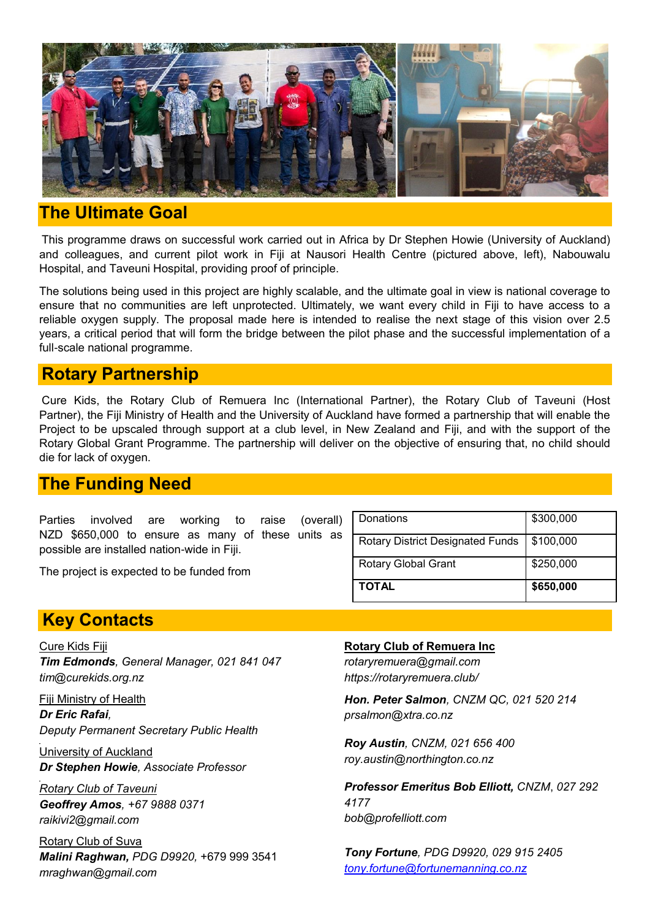## The Ultimate Goal

This programme draws on successful work carried out in Africa by Dr Stephen Howie (University of Auckland) and colleagues, and current pilot work in Fiji at Nausori Health Centre (pictured above, left), Nabouwalu Hospital, and Taveuni Hospital, providing proof of principle.

The solutions being used in this project are highly scalable, and the ultimate goal in view is national coverage to ensure that no communities are left unprotected. Ultimately, we want every child in Fiji to have access to a reliable oxygen supply. The proposal made here is intended to realise the next stage of this vision over 2.5 years, a critical period that will form the bridge between the pilot phase and the successful implementation of a full-scale national programme.

## Rotary Partnership

Cure Kids, the Rotary Club of Remuera Inc (International Partner), the Rotary Club of Taveuni (Host Partner), the Fiji Ministry of Health and the University of Auckland have formed a partnership that will enable the Project to be upscaled through support at a club level, in New Zealand and Fiji, and with the support of the Rotary Global Grant Programme. The partnership will deliver on the objective of ensuring that, no child should die for lack of oxygen.

## The Funding Need

Parties involved are working to raise (overall) NZD $650,000 to ensure as many of these units as possible are installed nation-wide in Fiji.

The project is expected to be funded from

| Donations | $300,000 |
|---|---|
| Rotary District Designated Funds | $100,000 |
| Rotary Global Grant | $250,000 |
| **TOTAL** | **$650,000** |

## Key Contacts

Cure Kids Fiji
***Tim Edmonds**, General Manager, 021 841 047*
*tim@curekids.org.nz*

Fiji Ministry of Health
***Dr Eric Rafai**,*
*Deputy Permanent Secretary Public Health*

University of Auckland
***Dr Stephen Howie**, Associate Professor*

*Rotary Club of Taveuni*
***Geoffrey Amos**, +67 9888 0371*
*raikivi2@gmail.com*

Rotary Club of Suva
***Malini Raghwan,** PDG D9920,* +679 999 3541
*mraghwan@gmail.com*

**Rotary Club of Remuera Inc**
*rotaryremuera@gmail.com*
*https://rotaryremuera.club/*

***Hon. Peter Salmon**, CNZM QC, 021 520 214*
*prsalmon@xtra.co.nz*

***Roy Austin**, CNZM, 021 656 400*
*roy.austin@northington.co.nz*

***Professor Emeritus Bob Elliott,** CNZM, 027 292 4177*
*bob@profelliott.com*

***Tony Fortune**, PDG D9920, 029 915 2405*
*tony.fortune@fortunemanning.co.nz*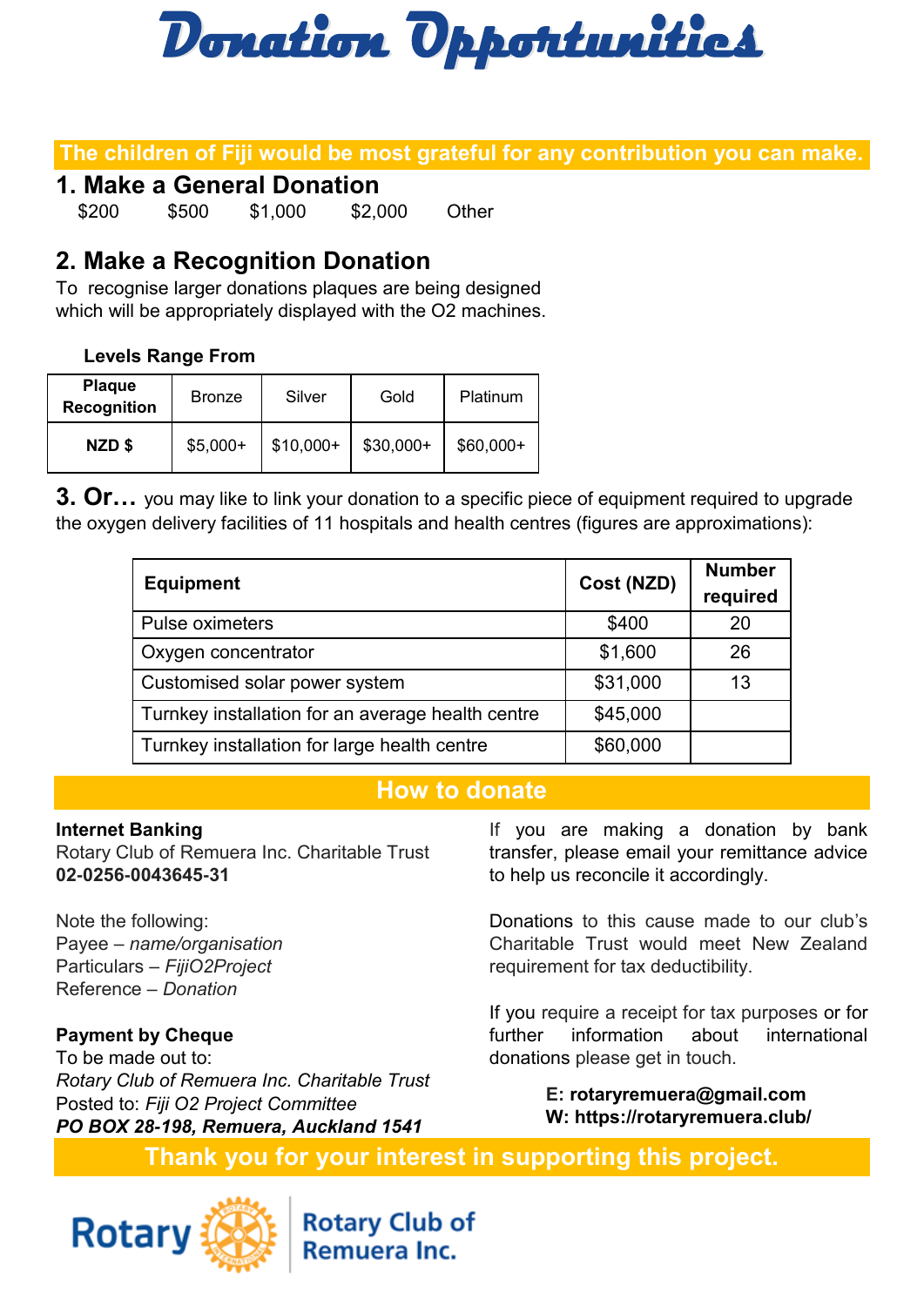# Donation Opportunities

**The children of Fiji would be most grateful for any contribution you can make.**

## 1. Make a General Donation

$200 $500 $1,000 $2,000 Other

## 2. Make a Recognition Donation

To recognise larger donations plaques are being designed which will be appropriately displayed with the O2 machines.

**Levels Range From**

| Plaque Recognition | Bronze | Silver | Gold | Platinum |
|---|---|---|---|---|
| **NZD $** | $5,000+ | $10,000+ | $30,000+ | $60,000+ |

**3. Or…** you may like to link your donation to a specific piece of equipment required to upgrade the oxygen delivery facilities of 11 hospitals and health centres (figures are approximations):

| Equipment | Cost (NZD) | Number required |
|---|---|---|
| Pulse oximeters | $400 | 20 |
| Oxygen concentrator | $1,600 | 26 |
| Customised solar power system | $31,000 | 13 |
| Turnkey installation for an average health centre | $45,000 | |
| Turnkey installation for large health centre | $60,000 | |

## How to donate

**Internet Banking**
Rotary Club of Remuera Inc. Charitable Trust
**02-0256-0043645-31**

Note the following:
Payee – *name/organisation*
Particulars – *FijiO2Project*
Reference – *Donation*

**Payment by Cheque**
To be made out to:
*Rotary Club of Remuera Inc. Charitable Trust*
Posted to: *Fiji O2 Project Committee*
***PO BOX 28-198, Remuera, Auckland 1541***

If you are making a donation by bank transfer, please email your remittance advice to help us reconcile it accordingly.

Donations to this cause made to our club's Charitable Trust would meet New Zealand requirement for tax deductibility.

If you require a receipt for tax purposes or for further information about international donations please get in touch.

**E: rotaryremuera@gmail.com**
**W: https://rotaryremuera.club/**

**Thank you for your interest in supporting this project.**

Rotary | Rotary Club of Remuera Inc.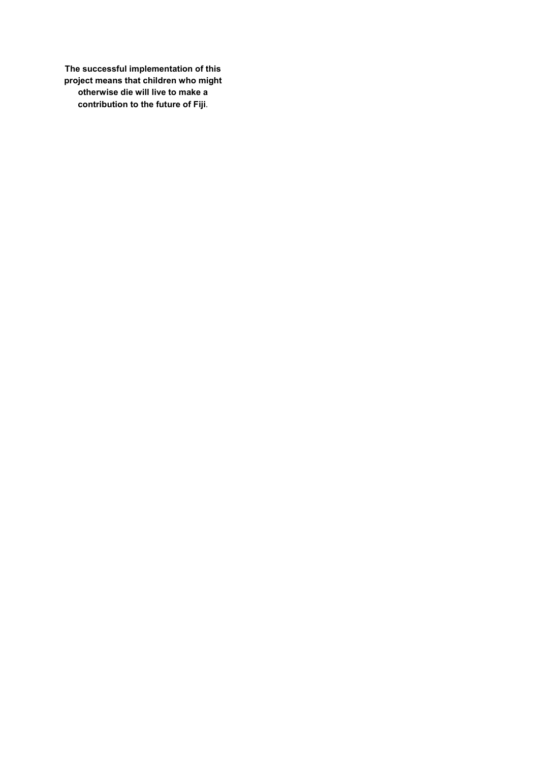**The successful implementation of this project means that children who might otherwise die will live to make a contribution to the future of Fiji**.